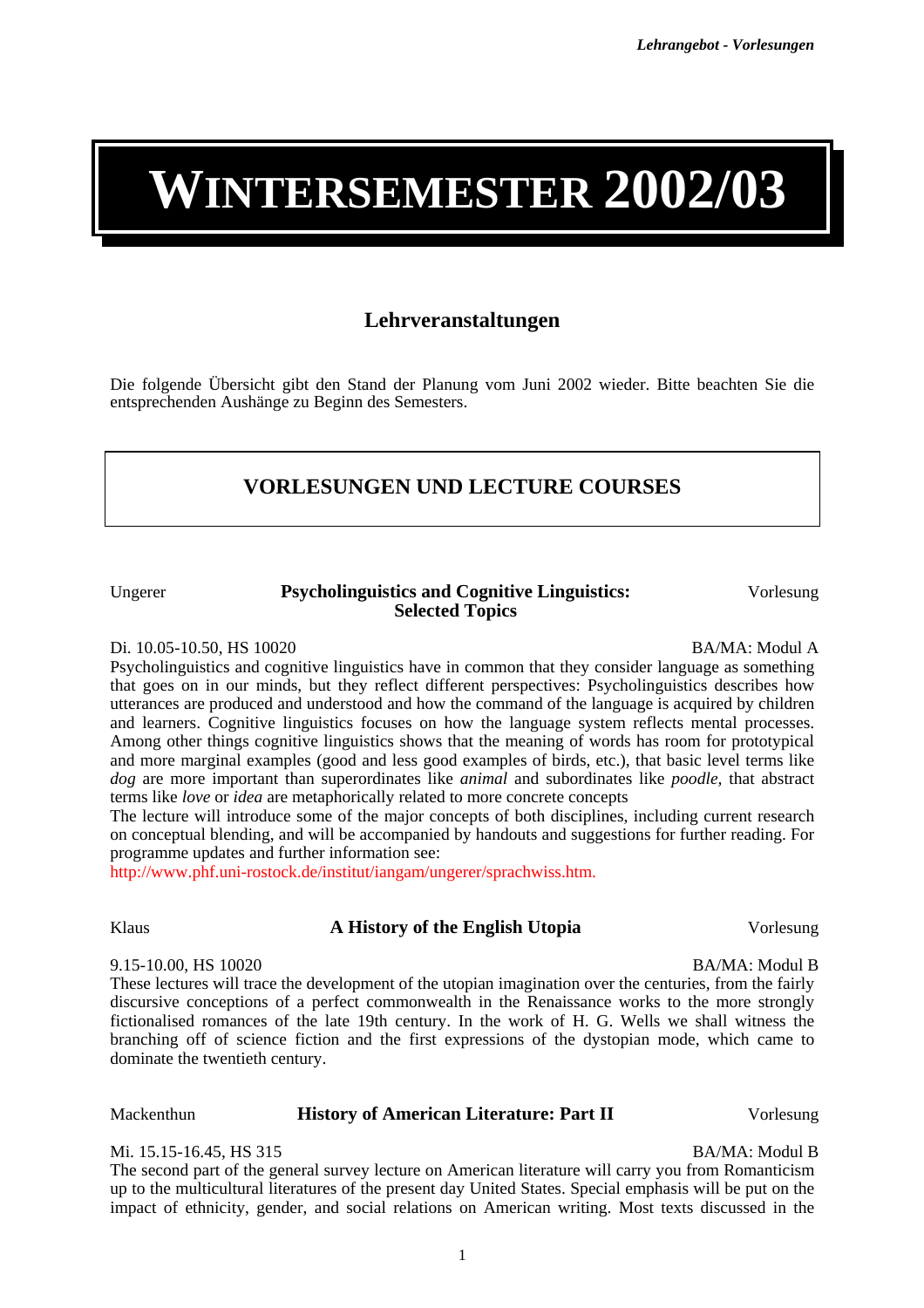# WINTERSEMESTER 2002/03

## Lehrveranstaltungen

Die folgende Übersicht gibt den Stand der Planung vom Juni 2002 wieder. Bitte beachten Sie die entsprechenden Aushänge zu Beginn des Semesters.

## VORLESUNGEN UND LECTURE COURSES

Ungerer **Psycholinguistics and Cognitive Linguistics: Selected Topics** Vorlesung

Di. 10.05-10.50, HS 10020 BA/MA: Modul A

Psycholinguistics and cognitive linguistics have in common that they consider language as something that goes on in our minds, but they reflect different perspectives: Psycholinguistics describes how utterances are produced and understood and how the command of the language is acquired by children and learners. Cognitive linguistics focuses on how the language system reflects mental processes. Among other things cognitive linguistics shows that the meaning of words has room for prototypical and more marginal examples (good and less good examples of birds, etc.), that basic level terms like *dog* are more important than superordinates like *animal* and subordinates like *poodle*, that abstract terms like *love* or *idea* are metaphorically related to more concrete concepts

The lecture will introduce some of the major concepts of both disciplines, including current research on conceptual blending, and will be accompanied by handouts and suggestions for further reading. For programme updates and further information see:

http://www.phf.uni-rostock.de/institut/iangam/ungerer/sprachwiss.htm.

Klaus **A History of the English Utopia** Vorlesung

9.15-10.00, HS 10020 BA/MA: Modul B

These lectures will trace the development of the utopian imagination over the centuries, from the fairly discursive conceptions of a perfect commonwealth in the Renaissance works to the more strongly fictionalised romances of the late 19th century. In the work of H. G. Wells we shall witness the branching off of science fiction and the first expressions of the dystopian mode, which came to dominate the twentieth century.

Mackenthun **History of American Literature: Part II** Vorlesung

Mi. 15.15-16.45, HS 315 BA/MA: Modul B

The second part of the general survey lecture on American literature will carry you from Romanticism up to the multicultural literatures of the present day United States. Special emphasis will be put on the impact of ethnicity, gender, and social relations on American writing. Most texts discussed in the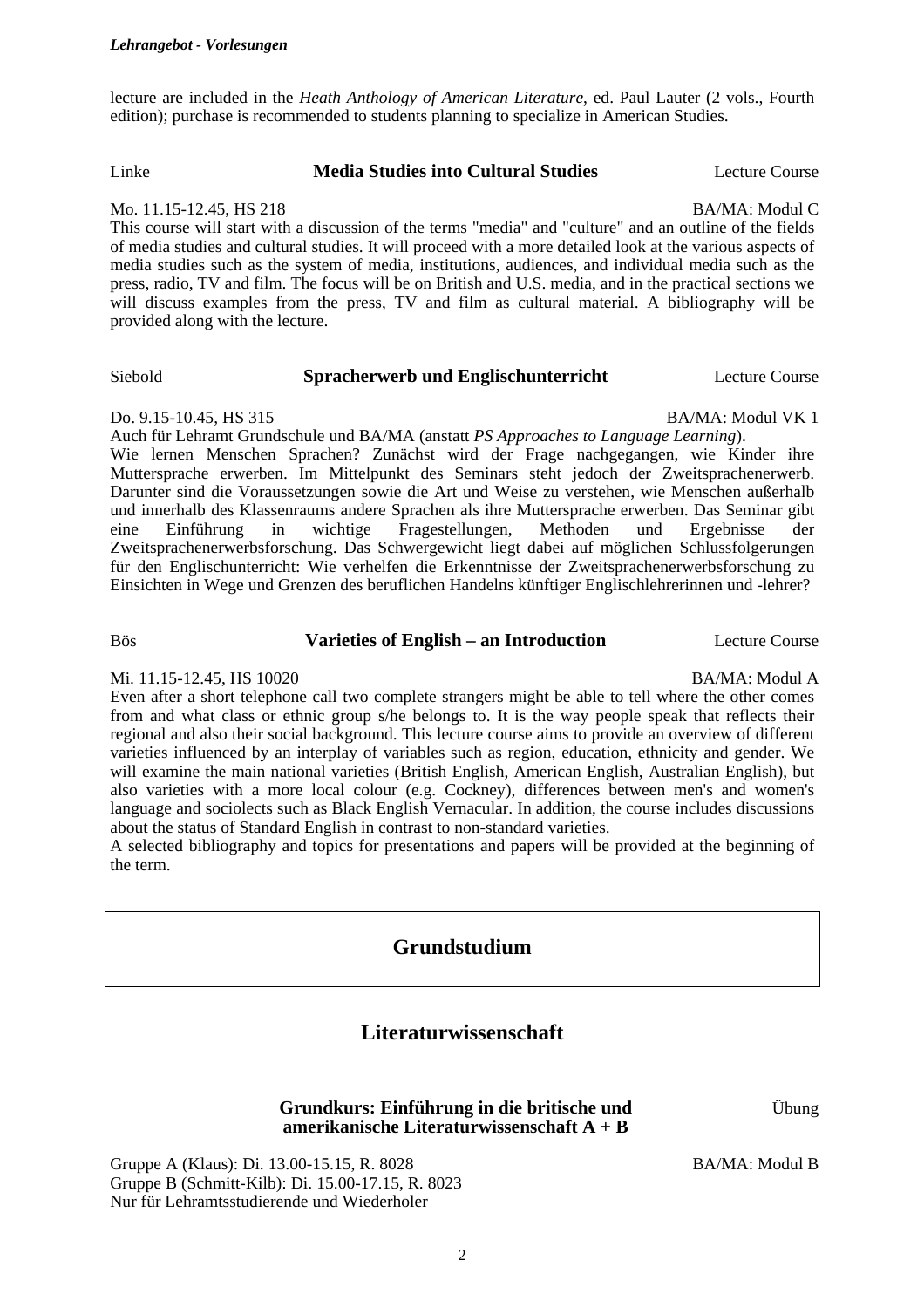lecture are included in the *Heath Anthology of American Literature*, ed. Paul Lauter (2 vols., Fourth edition); purchase is recommended to students planning to specialize in American Studies.

Linke **Media Studies into Cultural Studies** Lecture Course

Mo. 11.15-12.45, HS 218 BA/MA: Modul C

This course will start with a discussion of the terms "media" and "culture" and an outline of the fields of media studies and cultural studies. It will proceed with a more detailed look at the various aspects of media studies such as the system of media, institutions, audiences, and individual media such as the press, radio, TV and film. The focus will be on British and U.S. media, and in the practical sections we will discuss examples from the press, TV and film as cultural material. A bibliography will be provided along with the lecture.

Siebold **Spracherwerb und Englischunterricht** Lecture Course

Do. 9.15-10.45, HS 315 BA/MA: Modul VK 1

Auch für Lehramt Grundschule und BA/MA (anstatt *PS Approaches to Language Learning*).

Wie lernen Menschen Sprachen? Zunächst wird der Frage nachgegangen, wie Kinder ihre Muttersprache erwerben. Im Mittelpunkt des Seminars steht jedoch der Zweitsprachenerwerb. Darunter sind die Voraussetzungen sowie die Art und Weise zu verstehen, wie Menschen außerhalb und innerhalb des Klassenraums andere Sprachen als ihre Muttersprache erwerben. Das Seminar gibt eine Einführung in wichtige Fragestellungen, Methoden und Ergebnisse der Zweitsprachenerwerbsforschung. Das Schwergewicht liegt dabei auf möglichen Schlussfolgerungen für den Englischunterricht: Wie verhelfen die Erkenntnisse der Zweitsprachenerwerbsforschung zu Einsichten in Wege und Grenzen des beruflichen Handelns künftiger Englischlehrerinnen und -lehrer?

Bös **Varieties of English – an Introduction** Lecture Course

Mi. 11.15-12.45, HS 10020 BA/MA: Modul A

Even after a short telephone call two complete strangers might be able to tell where the other comes from and what class or ethnic group s/he belongs to. It is the way people speak that reflects their regional and also their social background. This lecture course aims to provide an overview of different varieties influenced by an interplay of variables such as region, education, ethnicity and gender. We will examine the main national varieties (British English, American English, Australian English), but also varieties with a more local colour (e.g. Cockney), differences between men's and women's language and sociolects such as Black English Vernacular. In addition, the course includes discussions about the status of Standard English in contrast to non-standard varieties.

A selected bibliography and topics for presentations and papers will be provided at the beginning of the term.

# Grundstudium

## Literaturwissenschaft

**Grundkurs: Einführung in die britische und amerikanische Literaturwissenschaft A + B** Übung

Gruppe A (Klaus): Di. 13.00-15.15, R. 8028 BA/MA: Modul B
Gruppe B (Schmitt-Kilb): Di. 15.00-17.15, R. 8023
Nur für Lehramtsstudierende und Wiederholer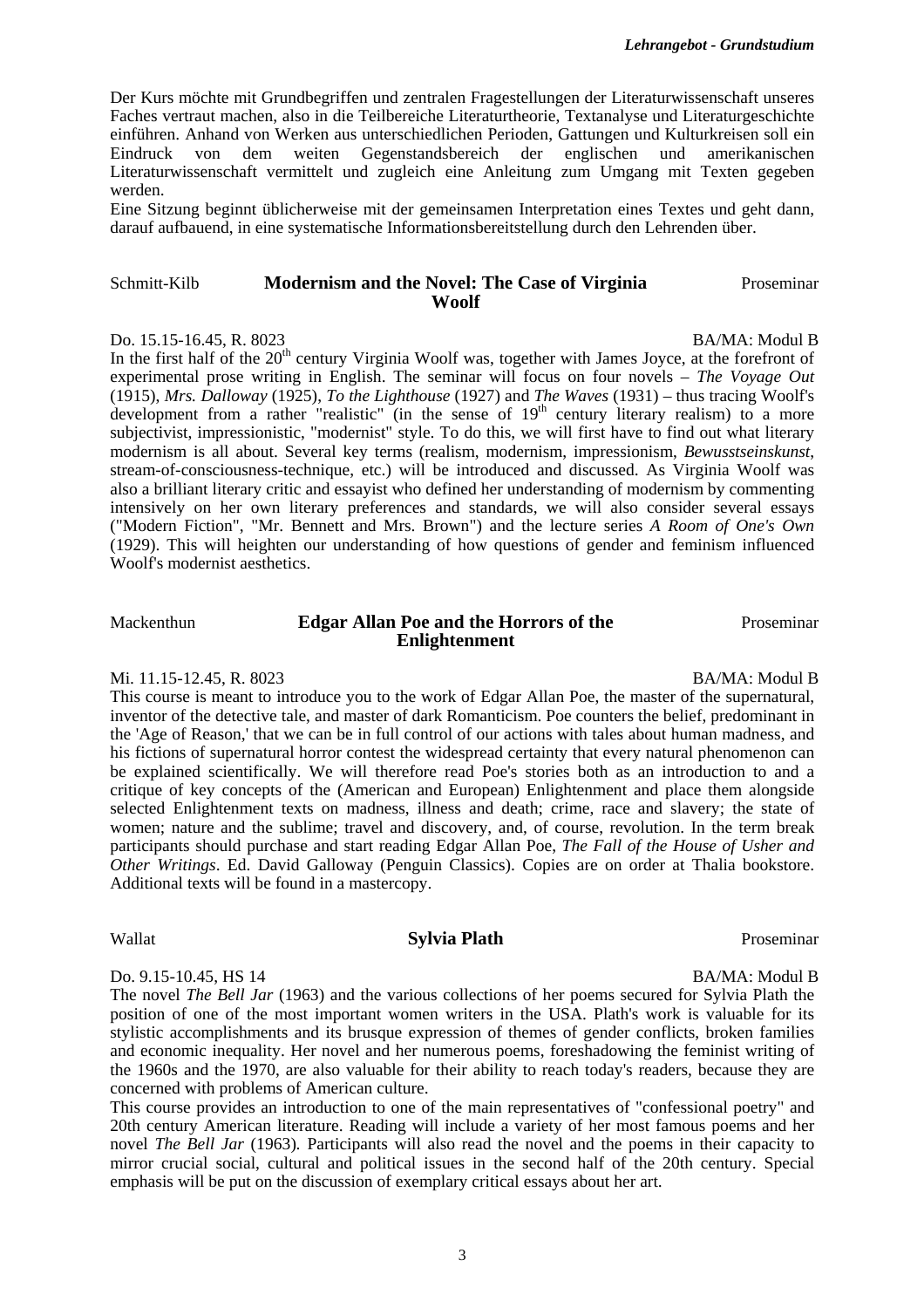Der Kurs möchte mit Grundbegriffen und zentralen Fragestellungen der Literaturwissenschaft unseres Faches vertraut machen, also in die Teilbereiche Literaturtheorie, Textanalyse und Literaturgeschichte einführen. Anhand von Werken aus unterschiedlichen Perioden, Gattungen und Kulturkreisen soll ein Eindruck von dem weiten Gegenstandsbereich der englischen und amerikanischen Literaturwissenschaft vermittelt und zugleich eine Anleitung zum Umgang mit Texten gegeben werden.

Eine Sitzung beginnt üblicherweise mit der gemeinsamen Interpretation eines Textes und geht dann, darauf aufbauend, in eine systematische Informationsbereitstellung durch den Lehrenden über.

Schmitt-Kilb **Modernism and the Novel: The Case of Virginia Woolf** Proseminar

Do. 15.15-16.45, R. 8023 BA/MA: Modul B

In the first half of the 20th century Virginia Woolf was, together with James Joyce, at the forefront of experimental prose writing in English. The seminar will focus on four novels – *The Voyage Out* (1915), *Mrs. Dalloway* (1925), *To the Lighthouse* (1927) and *The Waves* (1931) – thus tracing Woolf's development from a rather "realistic" (in the sense of 19th century literary realism) to a more subjectivist, impressionistic, "modernist" style. To do this, we will first have to find out what literary modernism is all about. Several key terms (realism, modernism, impressionism, *Bewusstseinskunst*, stream-of-consciousness-technique, etc.) will be introduced and discussed. As Virginia Woolf was also a brilliant literary critic and essayist who defined her understanding of modernism by commenting intensively on her own literary preferences and standards, we will also consider several essays ("Modern Fiction", "Mr. Bennett and Mrs. Brown") and the lecture series *A Room of One's Own* (1929). This will heighten our understanding of how questions of gender and feminism influenced Woolf's modernist aesthetics.

Mackenthun **Edgar Allan Poe and the Horrors of the Enlightenment** Proseminar

Mi. 11.15-12.45, R. 8023 BA/MA: Modul B

This course is meant to introduce you to the work of Edgar Allan Poe, the master of the supernatural, inventor of the detective tale, and master of dark Romanticism. Poe counters the belief, predominant in the 'Age of Reason,' that we can be in full control of our actions with tales about human madness, and his fictions of supernatural horror contest the widespread certainty that every natural phenomenon can be explained scientifically. We will therefore read Poe's stories both as an introduction to and a critique of key concepts of the (American and European) Enlightenment and place them alongside selected Enlightenment texts on madness, illness and death; crime, race and slavery; the state of women; nature and the sublime; travel and discovery, and, of course, revolution. In the term break participants should purchase and start reading Edgar Allan Poe, *The Fall of the House of Usher and Other Writings*. Ed. David Galloway (Penguin Classics). Copies are on order at Thalia bookstore. Additional texts will be found in a mastercopy.

Wallat **Sylvia Plath** Proseminar

Do. 9.15-10.45, HS 14 BA/MA: Modul B

The novel *The Bell Jar* (1963) and the various collections of her poems secured for Sylvia Plath the position of one of the most important women writers in the USA. Plath's work is valuable for its stylistic accomplishments and its brusque expression of themes of gender conflicts, broken families and economic inequality. Her novel and her numerous poems, foreshadowing the feminist writing of the 1960s and the 1970, are also valuable for their ability to reach today's readers, because they are concerned with problems of American culture.

This course provides an introduction to one of the main representatives of "confessional poetry" and 20th century American literature. Reading will include a variety of her most famous poems and her novel *The Bell Jar* (1963). Participants will also read the novel and the poems in their capacity to mirror crucial social, cultural and political issues in the second half of the 20th century. Special emphasis will be put on the discussion of exemplary critical essays about her art.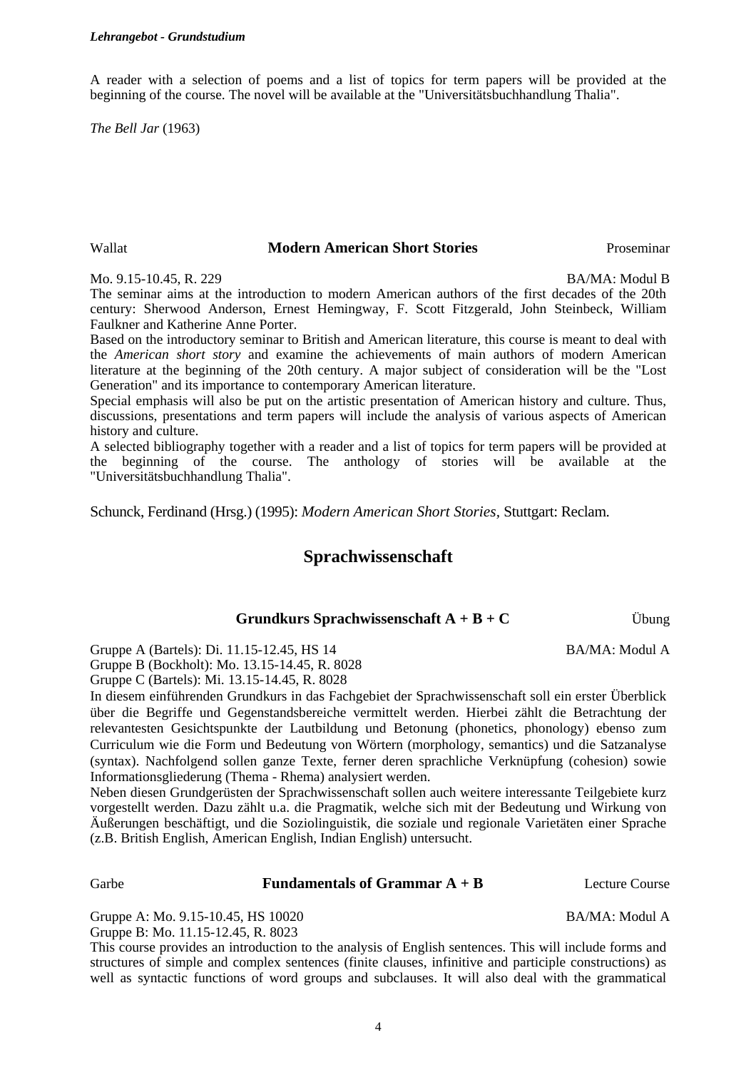A reader with a selection of poems and a list of topics for term papers will be provided at the beginning of the course. The novel will be available at the "Universitätsbuchhandlung Thalia".

*The Bell Jar* (1963)

Wallat **Modern American Short Stories** Proseminar

Mo. 9.15-10.45, R. 229 BA/MA: Modul B

The seminar aims at the introduction to modern American authors of the first decades of the 20th century: Sherwood Anderson, Ernest Hemingway, F. Scott Fitzgerald, John Steinbeck, William Faulkner and Katherine Anne Porter.

Based on the introductory seminar to British and American literature, this course is meant to deal with the *American short story* and examine the achievements of main authors of modern American literature at the beginning of the 20th century. A major subject of consideration will be the "Lost Generation" and its importance to contemporary American literature.

Special emphasis will also be put on the artistic presentation of American history and culture. Thus, discussions, presentations and term papers will include the analysis of various aspects of American history and culture.

A selected bibliography together with a reader and a list of topics for term papers will be provided at the beginning of the course. The anthology of stories will be available at the "Universitätsbuchhandlung Thalia".

Schunck, Ferdinand (Hrsg.) (1995): *Modern American Short Stories*, Stuttgart: Reclam.

## Sprachwissenschaft

**Grundkurs Sprachwissenschaft A + B + C** Übung

Gruppe A (Bartels): Di. 11.15-12.45, HS 14 BA/MA: Modul A
Gruppe B (Bockholt): Mo. 13.15-14.45, R. 8028
Gruppe C (Bartels): Mi. 13.15-14.45, R. 8028

In diesem einführenden Grundkurs in das Fachgebiet der Sprachwissenschaft soll ein erster Überblick über die Begriffe und Gegenstandsbereiche vermittelt werden. Hierbei zählt die Betrachtung der relevantesten Gesichtspunkte der Lautbildung und Betonung (phonetics, phonology) ebenso zum Curriculum wie die Form und Bedeutung von Wörtern (morphology, semantics) und die Satzanalyse (syntax). Nachfolgend sollen ganze Texte, ferner deren sprachliche Verknüpfung (cohesion) sowie Informationsgliederung (Thema - Rhema) analysiert werden.

Neben diesen Grundgerüsten der Sprachwissenschaft sollen auch weitere interessante Teilgebiete kurz vorgestellt werden. Dazu zählt u.a. die Pragmatik, welche sich mit der Bedeutung und Wirkung von Äußerungen beschäftigt, und die Soziolinguistik, die soziale und regionale Varietäten einer Sprache (z.B. British English, American English, Indian English) untersucht.

Garbe **Fundamentals of Grammar A + B** Lecture Course

Gruppe A: Mo. 9.15-10.45, HS 10020 BA/MA: Modul A
Gruppe B: Mo. 11.15-12.45, R. 8023

This course provides an introduction to the analysis of English sentences. This will include forms and structures of simple and complex sentences (finite clauses, infinitive and participle constructions) as well as syntactic functions of word groups and subclauses. It will also deal with the grammatical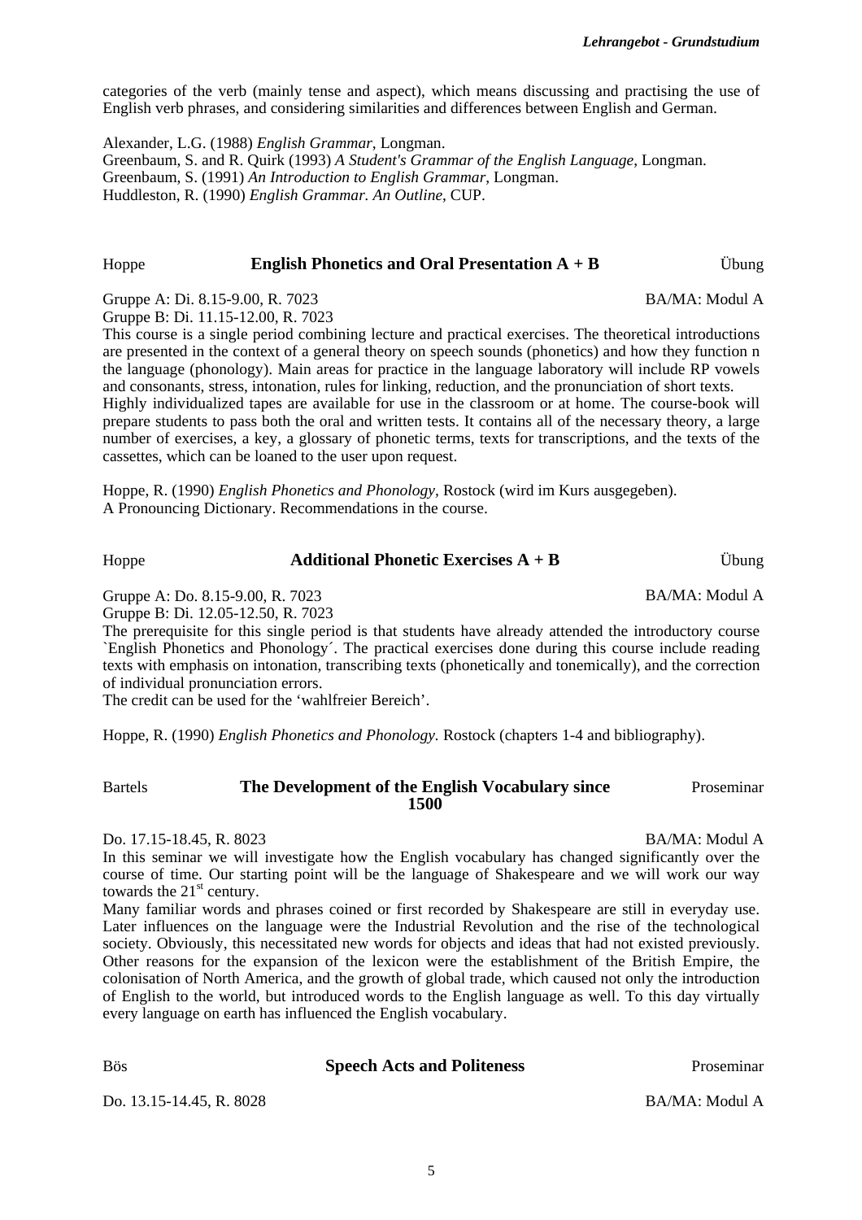categories of the verb (mainly tense and aspect), which means discussing and practising the use of English verb phrases, and considering similarities and differences between English and German.

Alexander, L.G. (1988) *English Grammar*, Longman.
Greenbaum, S. and R. Quirk (1993) *A Student's Grammar of the English Language*, Longman.
Greenbaum, S. (1991) *An Introduction to English Grammar*, Longman.
Huddleston, R. (1990) *English Grammar. An Outline*, CUP.

Hoppe **English Phonetics and Oral Presentation A + B** Übung

Gruppe A: Di. 8.15-9.00, R. 7023 BA/MA: Modul A
Gruppe B: Di. 11.15-12.00, R. 7023

This course is a single period combining lecture and practical exercises. The theoretical introductions are presented in the context of a general theory on speech sounds (phonetics) and how they function n the language (phonology). Main areas for practice in the language laboratory will include RP vowels and consonants, stress, intonation, rules for linking, reduction, and the pronunciation of short texts.
Highly individualized tapes are available for use in the classroom or at home. The course-book will prepare students to pass both the oral and written tests. It contains all of the necessary theory, a large number of exercises, a key, a glossary of phonetic terms, texts for transcriptions, and the texts of the cassettes, which can be loaned to the user upon request.

Hoppe, R. (1990) *English Phonetics and Phonology*, Rostock (wird im Kurs ausgegeben).
A Pronouncing Dictionary. Recommendations in the course.

Hoppe **Additional Phonetic Exercises A + B** Übung

Gruppe A: Do. 8.15-9.00, R. 7023 BA/MA: Modul A
Gruppe B: Di. 12.05-12.50, R. 7023

The prerequisite for this single period is that students have already attended the introductory course `English Phonetics and Phonology´. The practical exercises done during this course include reading texts with emphasis on intonation, transcribing texts (phonetically and tonemically), and the correction of individual pronunciation errors.
The credit can be used for the 'wahlfreier Bereich'.

Hoppe, R. (1990) *English Phonetics and Phonology.* Rostock (chapters 1-4 and bibliography).

Bartels **The Development of the English Vocabulary since 1500** Proseminar

Do. 17.15-18.45, R. 8023 BA/MA: Modul A

In this seminar we will investigate how the English vocabulary has changed significantly over the course of time. Our starting point will be the language of Shakespeare and we will work our way towards the 21st century.
Many familiar words and phrases coined or first recorded by Shakespeare are still in everyday use. Later influences on the language were the Industrial Revolution and the rise of the technological society. Obviously, this necessitated new words for objects and ideas that had not existed previously. Other reasons for the expansion of the lexicon were the establishment of the British Empire, the colonisation of North America, and the growth of global trade, which caused not only the introduction of English to the world, but introduced words to the English language as well. To this day virtually every language on earth has influenced the English vocabulary.

Bös **Speech Acts and Politeness** Proseminar

Do. 13.15-14.45, R. 8028 BA/MA: Modul A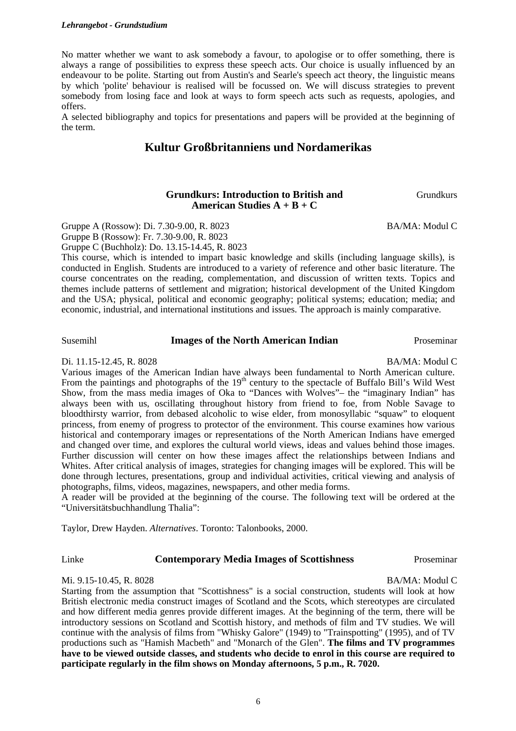No matter whether we want to ask somebody a favour, to apologise or to offer something, there is always a range of possibilities to express these speech acts. Our choice is usually influenced by an endeavour to be polite. Starting out from Austin's and Searle's speech act theory, the linguistic means by which 'polite' behaviour is realised will be focussed on. We will discuss strategies to prevent somebody from losing face and look at ways to form speech acts such as requests, apologies, and offers.

A selected bibliography and topics for presentations and papers will be provided at the beginning of the term.

## Kultur Großbritanniens und Nordamerikas

### Grundkurs: Introduction to British and American Studies A + B + C

Grundkurs

BA/MA: Modul C

Gruppe A (Rossow): Di. 7.30-9.00, R. 8023
Gruppe B (Rossow): Fr. 7.30-9.00, R. 8023
Gruppe C (Buchholz): Do. 13.15-14.45, R. 8023

This course, which is intended to impart basic knowledge and skills (including language skills), is conducted in English. Students are introduced to a variety of reference and other basic literature. The course concentrates on the reading, complementation, and discussion of written texts. Topics and themes include patterns of settlement and migration; historical development of the United Kingdom and the USA; physical, political and economic geography; political systems; education; media; and economic, industrial, and international institutions and issues. The approach is mainly comparative.

Susemihl

### Images of the North American Indian

Proseminar

Di. 11.15-12.45, R. 8028

BA/MA: Modul C

Various images of the American Indian have always been fundamental to North American culture. From the paintings and photographs of the 19th century to the spectacle of Buffalo Bill's Wild West Show, from the mass media images of Oka to "Dances with Wolves"– the "imaginary Indian" has always been with us, oscillating throughout history from friend to foe, from Noble Savage to bloodthirsty warrior, from debased alcoholic to wise elder, from monosyllabic "squaw" to eloquent princess, from enemy of progress to protector of the environment. This course examines how various historical and contemporary images or representations of the North American Indians have emerged and changed over time, and explores the cultural world views, ideas and values behind those images. Further discussion will center on how these images affect the relationships between Indians and Whites. After critical analysis of images, strategies for changing images will be explored. This will be done through lectures, presentations, group and individual activities, critical viewing and analysis of photographs, films, videos, magazines, newspapers, and other media forms.

A reader will be provided at the beginning of the course. The following text will be ordered at the "Universitätsbuchhandlung Thalia":

Taylor, Drew Hayden. *Alternatives*. Toronto: Talonbooks, 2000.

Linke

### Contemporary Media Images of Scottishness

Proseminar

Mi. 9.15-10.45, R. 8028

BA/MA: Modul C

Starting from the assumption that "Scottishness" is a social construction, students will look at how British electronic media construct images of Scotland and the Scots, which stereotypes are circulated and how different media genres provide different images. At the beginning of the term, there will be introductory sessions on Scotland and Scottish history, and methods of film and TV studies. We will continue with the analysis of films from "Whisky Galore" (1949) to "Trainspotting" (1995), and of TV productions such as "Hamish Macbeth" and "Monarch of the Glen". **The films and TV programmes have to be viewed outside classes, and students who decide to enrol in this course are required to participate regularly in the film shows on Monday afternoons, 5 p.m., R. 7020.**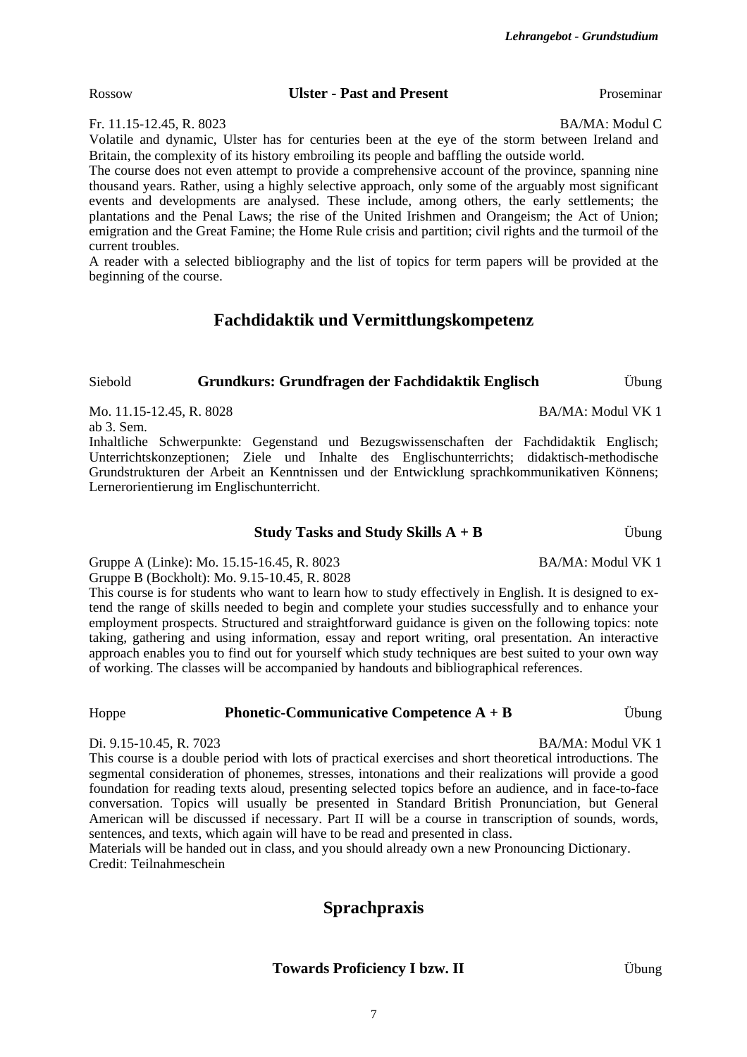Rossow **Ulster - Past and Present** Proseminar

Fr. 11.15-12.45, R. 8023 BA/MA: Modul C

Volatile and dynamic, Ulster has for centuries been at the eye of the storm between Ireland and Britain, the complexity of its history embroiling its people and baffling the outside world.

The course does not even attempt to provide a comprehensive account of the province, spanning nine thousand years. Rather, using a highly selective approach, only some of the arguably most significant events and developments are analysed. These include, among others, the early settlements; the plantations and the Penal Laws; the rise of the United Irishmen and Orangeism; the Act of Union; emigration and the Great Famine; the Home Rule crisis and partition; civil rights and the turmoil of the current troubles.

A reader with a selected bibliography and the list of topics for term papers will be provided at the beginning of the course.

## Fachdidaktik und Vermittlungskompetenz

Siebold **Grundkurs: Grundfragen der Fachdidaktik Englisch** Übung

Mo. 11.15-12.45, R. 8028 BA/MA: Modul VK 1

ab 3. Sem.

Inhaltliche Schwerpunkte: Gegenstand und Bezugswissenschaften der Fachdidaktik Englisch; Unterrichtskonzeptionen; Ziele und Inhalte des Englischunterrichts; didaktisch-methodische Grundstrukturen der Arbeit an Kenntnissen und der Entwicklung sprachkommunikativen Könnens; Lernerorientierung im Englischunterricht.

**Study Tasks and Study Skills A + B** Übung

Gruppe A (Linke): Mo. 15.15-16.45, R. 8023 BA/MA: Modul VK 1

Gruppe B (Bockholt): Mo. 9.15-10.45, R. 8028

This course is for students who want to learn how to study effectively in English. It is designed to extend the range of skills needed to begin and complete your studies successfully and to enhance your employment prospects. Structured and straightforward guidance is given on the following topics: note taking, gathering and using information, essay and report writing, oral presentation. An interactive approach enables you to find out for yourself which study techniques are best suited to your own way of working. The classes will be accompanied by handouts and bibliographical references.

Hoppe **Phonetic-Communicative Competence A + B** Übung

Di. 9.15-10.45, R. 7023 BA/MA: Modul VK 1

This course is a double period with lots of practical exercises and short theoretical introductions. The segmental consideration of phonemes, stresses, intonations and their realizations will provide a good foundation for reading texts aloud, presenting selected topics before an audience, and in face-to-face conversation. Topics will usually be presented in Standard British Pronunciation, but General American will be discussed if necessary. Part II will be a course in transcription of sounds, words, sentences, and texts, which again will have to be read and presented in class.

Materials will be handed out in class, and you should already own a new Pronouncing Dictionary.

Credit: Teilnahmeschein

## Sprachpraxis

**Towards Proficiency I bzw. II** Übung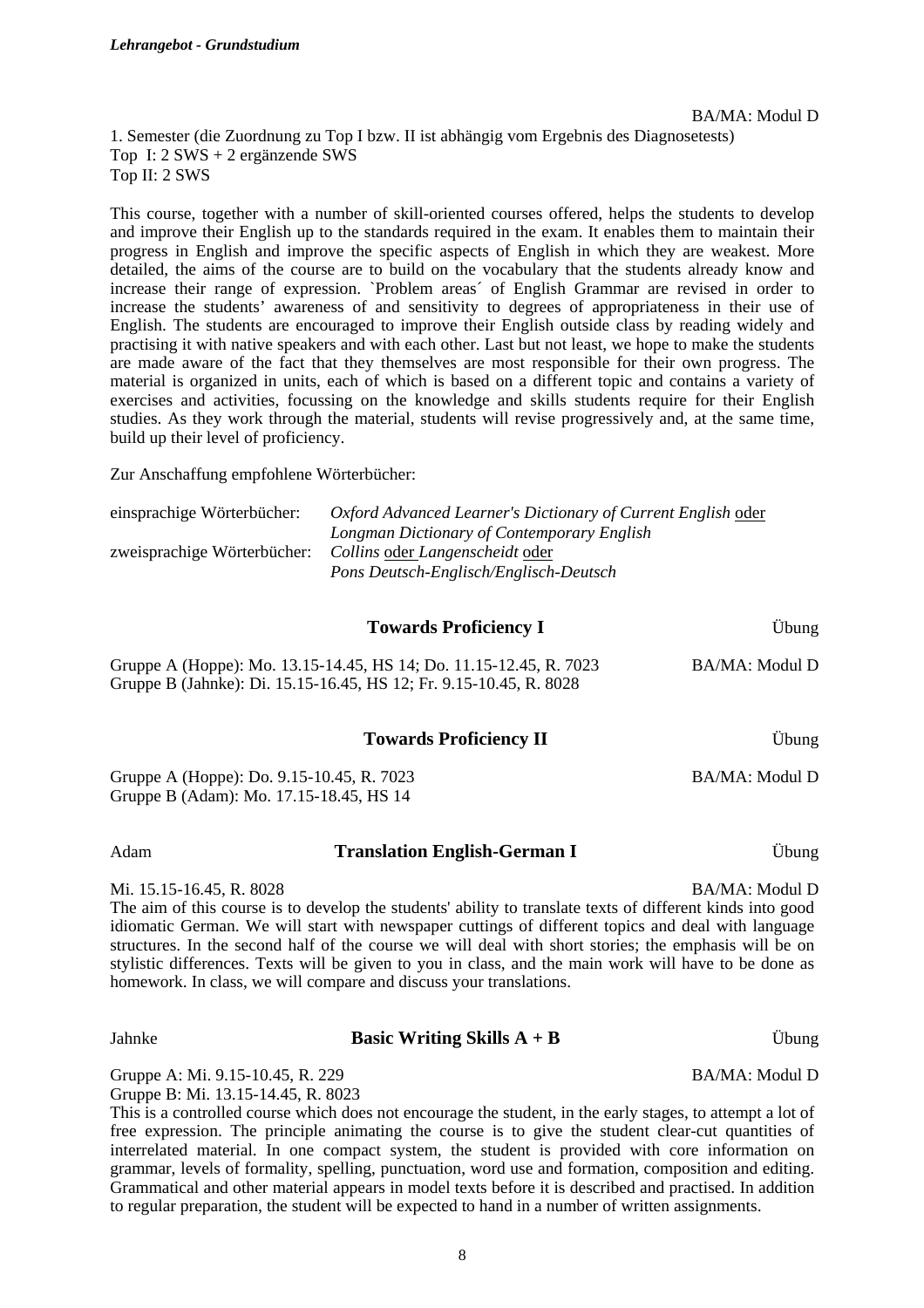BA/MA: Modul D

1. Semester (die Zuordnung zu Top I bzw. II ist abhängig vom Ergebnis des Diagnosetests)
Top I: 2 SWS + 2 ergänzende SWS
Top II: 2 SWS

This course, together with a number of skill-oriented courses offered, helps the students to develop and improve their English up to the standards required in the exam. It enables them to maintain their progress in English and improve the specific aspects of English in which they are weakest. More detailed, the aims of the course are to build on the vocabulary that the students already know and increase their range of expression. `Problem areas´ of English Grammar are revised in order to increase the students' awareness of and sensitivity to degrees of appropriateness in their use of English. The students are encouraged to improve their English outside class by reading widely and practising it with native speakers and with each other. Last but not least, we hope to make the students are made aware of the fact that they themselves are most responsible for their own progress. The material is organized in units, each of which is based on a different topic and contains a variety of exercises and activities, focussing on the knowledge and skills students require for their English studies. As they work through the material, students will revise progressively and, at the same time, build up their level of proficiency.

Zur Anschaffung empfohlene Wörterbücher:

| | |
|---|---|
| einsprachige Wörterbücher: | *Oxford Advanced Learner's Dictionary of Current English* oder *Longman Dictionary of Contemporary English* |
| zweisprachige Wörterbücher: | *Collins* oder *Langenscheidt* oder *Pons Deutsch-Englisch/Englisch-Deutsch* |

## Towards Proficiency I

Übung

Gruppe A (Hoppe): Mo. 13.15-14.45, HS 14; Do. 11.15-12.45, R. 7023
Gruppe B (Jahnke): Di. 15.15-16.45, HS 12; Fr. 9.15-10.45, R. 8028

BA/MA: Modul D

## Towards Proficiency II

Übung

Gruppe A (Hoppe): Do. 9.15-10.45, R. 7023
Gruppe B (Adam): Mo. 17.15-18.45, HS 14

BA/MA: Modul D

## Translation English-German I

Adam — Übung

Mi. 15.15-16.45, R. 8028 — BA/MA: Modul D

The aim of this course is to develop the students' ability to translate texts of different kinds into good idiomatic German. We will start with newspaper cuttings of different topics and deal with language structures. In the second half of the course we will deal with short stories; the emphasis will be on stylistic differences. Texts will be given to you in class, and the main work will have to be done as homework. In class, we will compare and discuss your translations.

## Basic Writing Skills A + B

Jahnke — Übung

Gruppe A: Mi. 9.15-10.45, R. 229 — BA/MA: Modul D
Gruppe B: Mi. 13.15-14.45, R. 8023

This is a controlled course which does not encourage the student, in the early stages, to attempt a lot of free expression. The principle animating the course is to give the student clear-cut quantities of interrelated material. In one compact system, the student is provided with core information on grammar, levels of formality, spelling, punctuation, word use and formation, composition and editing. Grammatical and other material appears in model texts before it is described and practised. In addition to regular preparation, the student will be expected to hand in a number of written assignments.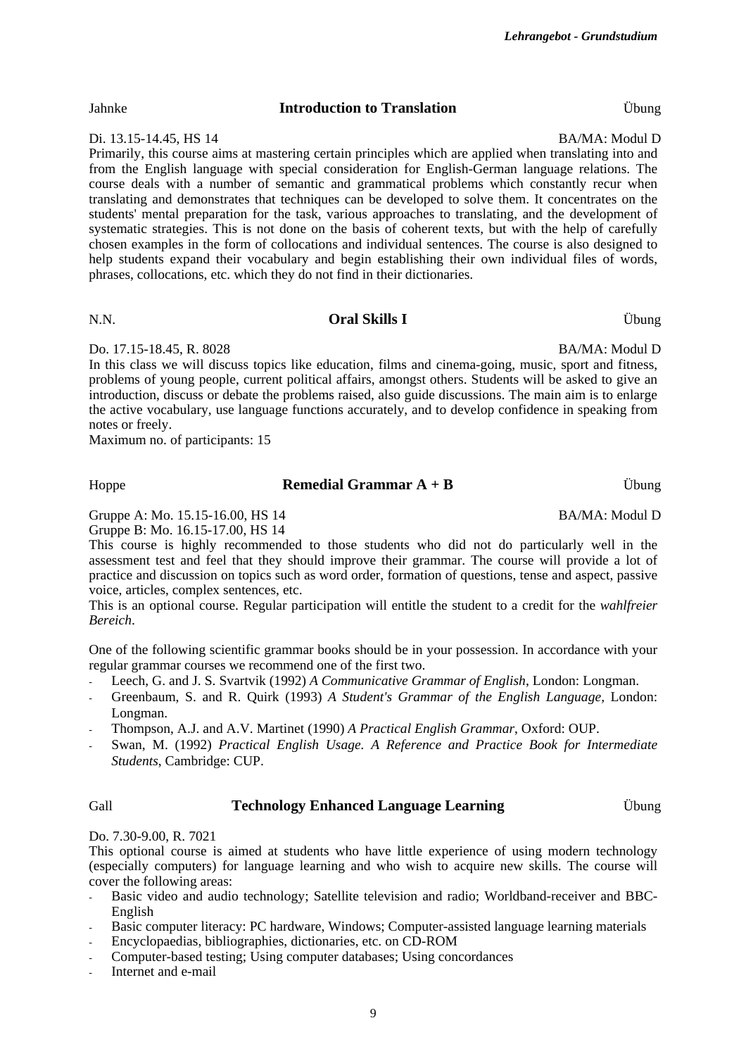Jahnke **Introduction to Translation** Übung

Di. 13.15-14.45, HS 14 BA/MA: Modul D

Primarily, this course aims at mastering certain principles which are applied when translating into and from the English language with special consideration for English-German language relations. The course deals with a number of semantic and grammatical problems which constantly recur when translating and demonstrates that techniques can be developed to solve them. It concentrates on the students' mental preparation for the task, various approaches to translating, and the development of systematic strategies. This is not done on the basis of coherent texts, but with the help of carefully chosen examples in the form of collocations and individual sentences. The course is also designed to help students expand their vocabulary and begin establishing their own individual files of words, phrases, collocations, etc. which they do not find in their dictionaries.

N.N. **Oral Skills I** Übung

Do. 17.15-18.45, R. 8028 BA/MA: Modul D

In this class we will discuss topics like education, films and cinema-going, music, sport and fitness, problems of young people, current political affairs, amongst others. Students will be asked to give an introduction, discuss or debate the problems raised, also guide discussions. The main aim is to enlarge the active vocabulary, use language functions accurately, and to develop confidence in speaking from notes or freely.

Maximum no. of participants: 15

Hoppe **Remedial Grammar A + B** Übung

Gruppe A: Mo. 15.15-16.00, HS 14 BA/MA: Modul D
Gruppe B: Mo. 16.15-17.00, HS 14

This course is highly recommended to those students who did not do particularly well in the assessment test and feel that they should improve their grammar. The course will provide a lot of practice and discussion on topics such as word order, formation of questions, tense and aspect, passive voice, articles, complex sentences, etc.

This is an optional course. Regular participation will entitle the student to a credit for the *wahlfreier Bereich*.

One of the following scientific grammar books should be in your possession. In accordance with your regular grammar courses we recommend one of the first two.

- Leech, G. and J. S. Svartvik (1992) *A Communicative Grammar of English*, London: Longman.
- Greenbaum, S. and R. Quirk (1993) *A Student's Grammar of the English Language*, London: Longman.
- Thompson, A.J. and A.V. Martinet (1990) *A Practical English Grammar*, Oxford: OUP.
- Swan, M. (1992) *Practical English Usage. A Reference and Practice Book for Intermediate Students*, Cambridge: CUP.

Gall **Technology Enhanced Language Learning** Übung

Do. 7.30-9.00, R. 7021

This optional course is aimed at students who have little experience of using modern technology (especially computers) for language learning and who wish to acquire new skills. The course will cover the following areas:

- Basic video and audio technology; Satellite television and radio; Worldband-receiver and BBC-English
- Basic computer literacy: PC hardware, Windows; Computer-assisted language learning materials
- Encyclopaedias, bibliographies, dictionaries, etc. on CD-ROM
- Computer-based testing; Using computer databases; Using concordances
- Internet and e-mail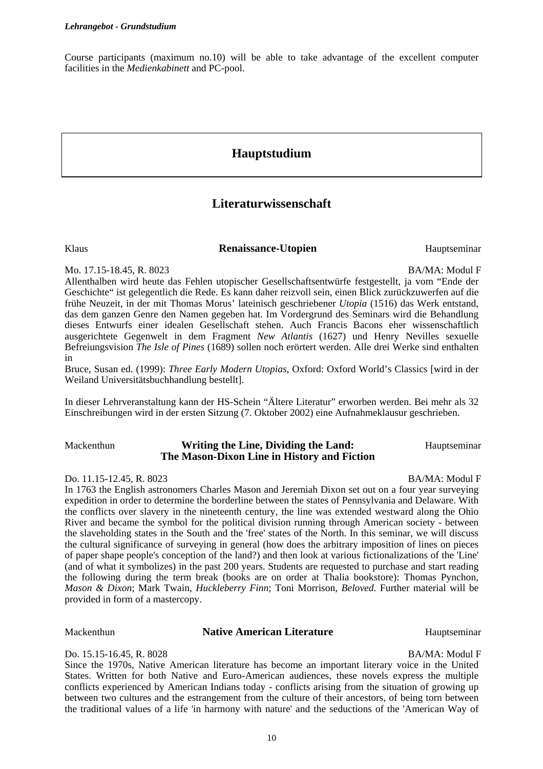Course participants (maximum no.10) will be able to take advantage of the excellent computer facilities in the *Medienkabinett* and PC-pool.

# Hauptstudium

## Literaturwissenschaft

Klaus **Renaissance-Utopien** Hauptseminar

Mo. 17.15-18.45, R. 8023 BA/MA: Modul F

Allenthalben wird heute das Fehlen utopischer Gesellschaftsentwürfe festgestellt, ja vom "Ende der Geschichte" ist gelegentlich die Rede. Es kann daher reizvoll sein, einen Blick zurückzuwerfen auf die frühe Neuzeit, in der mit Thomas Morus' lateinisch geschriebener *Utopia* (1516) das Werk entstand, das dem ganzen Genre den Namen gegeben hat. Im Vordergrund des Seminars wird die Behandlung dieses Entwurfs einer idealen Gesellschaft stehen. Auch Francis Bacons eher wissenschaftlich ausgerichtete Gegenwelt in dem Fragment *New Atlantis* (1627) und Henry Nevilles sexuelle Befreiungsvision *The Isle of Pines* (1689) sollen noch erörtert werden. Alle drei Werke sind enthalten in

Bruce, Susan ed. (1999): *Three Early Modern Utopias*, Oxford: Oxford World's Classics [wird in der Weiland Universitätsbuchhandlung bestellt].

In dieser Lehrveranstaltung kann der HS-Schein "Ältere Literatur" erworben werden. Bei mehr als 32 Einschreibungen wird in der ersten Sitzung (7. Oktober 2002) eine Aufnahmeklausur geschrieben.

Mackenthun **Writing the Line, Dividing the Land: The Mason-Dixon Line in History and Fiction** Hauptseminar

Do. 11.15-12.45, R. 8023 BA/MA: Modul F

In 1763 the English astronomers Charles Mason and Jeremiah Dixon set out on a four year surveying expedition in order to determine the borderline between the states of Pennsylvania and Delaware. With the conflicts over slavery in the nineteenth century, the line was extended westward along the Ohio River and became the symbol for the political division running through American society - between the slaveholding states in the South and the 'free' states of the North. In this seminar, we will discuss the cultural significance of surveying in general (how does the arbitrary imposition of lines on pieces of paper shape people's conception of the land?) and then look at various fictionalizations of the 'Line' (and of what it symbolizes) in the past 200 years. Students are requested to purchase and start reading the following during the term break (books are on order at Thalia bookstore): Thomas Pynchon, *Mason & Dixon*; Mark Twain, *Huckleberry Finn*; Toni Morrison, *Beloved*. Further material will be provided in form of a mastercopy.

Mackenthun **Native American Literature** Hauptseminar

Do. 15.15-16.45, R. 8028 BA/MA: Modul F

Since the 1970s, Native American literature has become an important literary voice in the United States. Written for both Native and Euro-American audiences, these novels express the multiple conflicts experienced by American Indians today - conflicts arising from the situation of growing up between two cultures and the estrangement from the culture of their ancestors, of being torn between the traditional values of a life 'in harmony with nature' and the seductions of the 'American Way of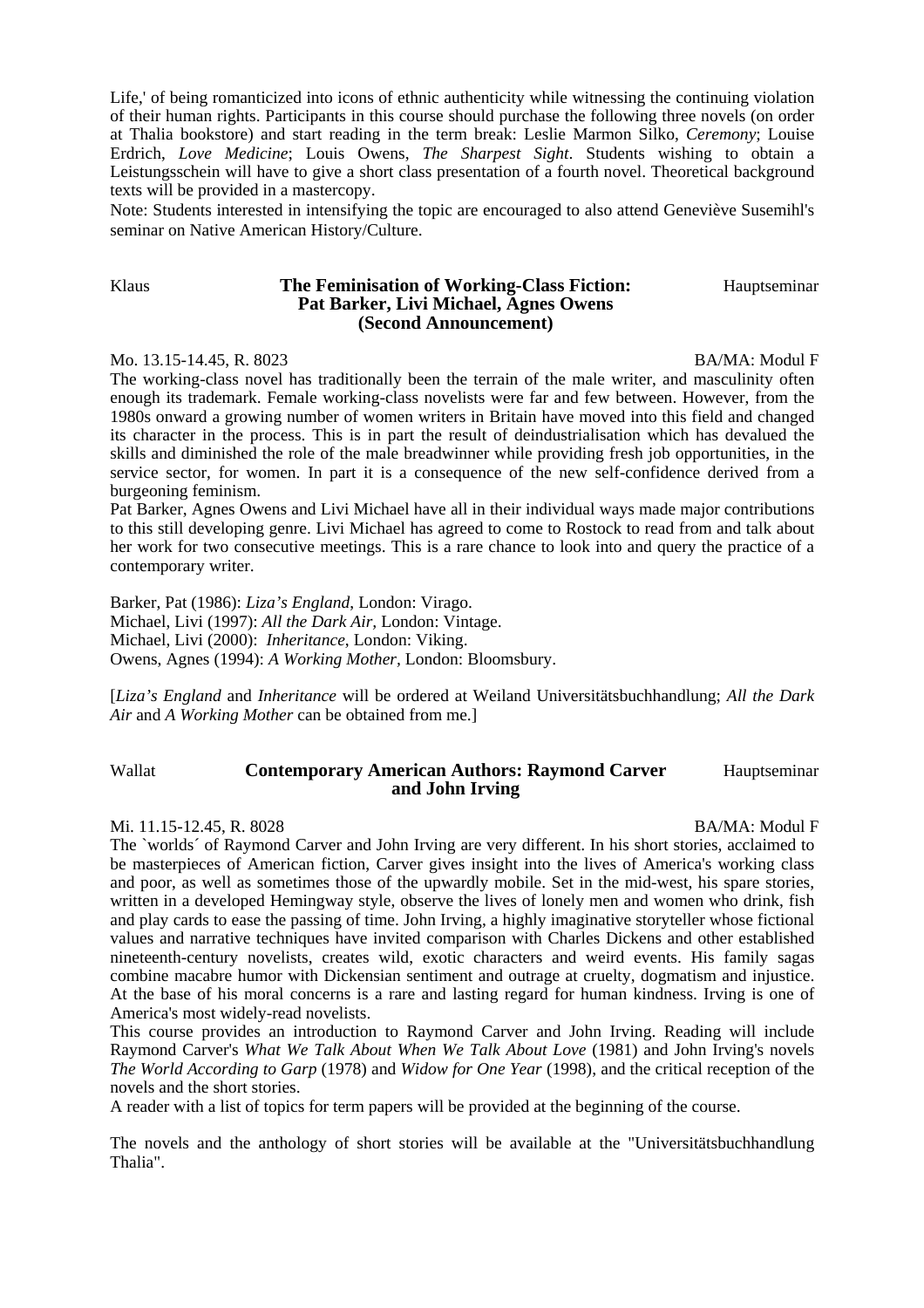Life,' of being romanticized into icons of ethnic authenticity while witnessing the continuing violation of their human rights. Participants in this course should purchase the following three novels (on order at Thalia bookstore) and start reading in the term break: Leslie Marmon Silko, *Ceremony*; Louise Erdrich, *Love Medicine*; Louis Owens, *The Sharpest Sight*. Students wishing to obtain a Leistungsschein will have to give a short class presentation of a fourth novel. Theoretical background texts will be provided in a mastercopy.

Note: Students interested in intensifying the topic are encouraged to also attend Geneviève Susemihl's seminar on Native American History/Culture.

Klaus | **The Feminisation of Working-Class Fiction: Pat Barker, Livi Michael, Agnes Owens (Second Announcement)** | Hauptseminar

Mo. 13.15-14.45, R. 8023 — BA/MA: Modul F

The working-class novel has traditionally been the terrain of the male writer, and masculinity often enough its trademark. Female working-class novelists were far and few between. However, from the 1980s onward a growing number of women writers in Britain have moved into this field and changed its character in the process. This is in part the result of deindustrialisation which has devalued the skills and diminished the role of the male breadwinner while providing fresh job opportunities, in the service sector, for women. In part it is a consequence of the new self-confidence derived from a burgeoning feminism.

Pat Barker, Agnes Owens and Livi Michael have all in their individual ways made major contributions to this still developing genre. Livi Michael has agreed to come to Rostock to read from and talk about her work for two consecutive meetings. This is a rare chance to look into and query the practice of a contemporary writer.

Barker, Pat (1986): *Liza's England*, London: Virago.
Michael, Livi (1997): *All the Dark Air*, London: Vintage.
Michael, Livi (2000): *Inheritance*, London: Viking.
Owens, Agnes (1994): *A Working Mother*, London: Bloomsbury.

[*Liza's England* and *Inheritance* will be ordered at Weiland Universitätsbuchhandlung; *All the Dark Air* and *A Working Mother* can be obtained from me.]

Wallat | **Contemporary American Authors: Raymond Carver and John Irving** | Hauptseminar

Mi. 11.15-12.45, R. 8028 — BA/MA: Modul F

The `worlds´ of Raymond Carver and John Irving are very different. In his short stories, acclaimed to be masterpieces of American fiction, Carver gives insight into the lives of America's working class and poor, as well as sometimes those of the upwardly mobile. Set in the mid-west, his spare stories, written in a developed Hemingway style, observe the lives of lonely men and women who drink, fish and play cards to ease the passing of time. John Irving, a highly imaginative storyteller whose fictional values and narrative techniques have invited comparison with Charles Dickens and other established nineteenth-century novelists, creates wild, exotic characters and weird events. His family sagas combine macabre humor with Dickensian sentiment and outrage at cruelty, dogmatism and injustice. At the base of his moral concerns is a rare and lasting regard for human kindness. Irving is one of America's most widely-read novelists.

This course provides an introduction to Raymond Carver and John Irving. Reading will include Raymond Carver's *What We Talk About When We Talk About Love* (1981) and John Irving's novels *The World According to Garp* (1978) and *Widow for One Year* (1998), and the critical reception of the novels and the short stories.

A reader with a list of topics for term papers will be provided at the beginning of the course.

The novels and the anthology of short stories will be available at the "Universitätsbuchhandlung Thalia".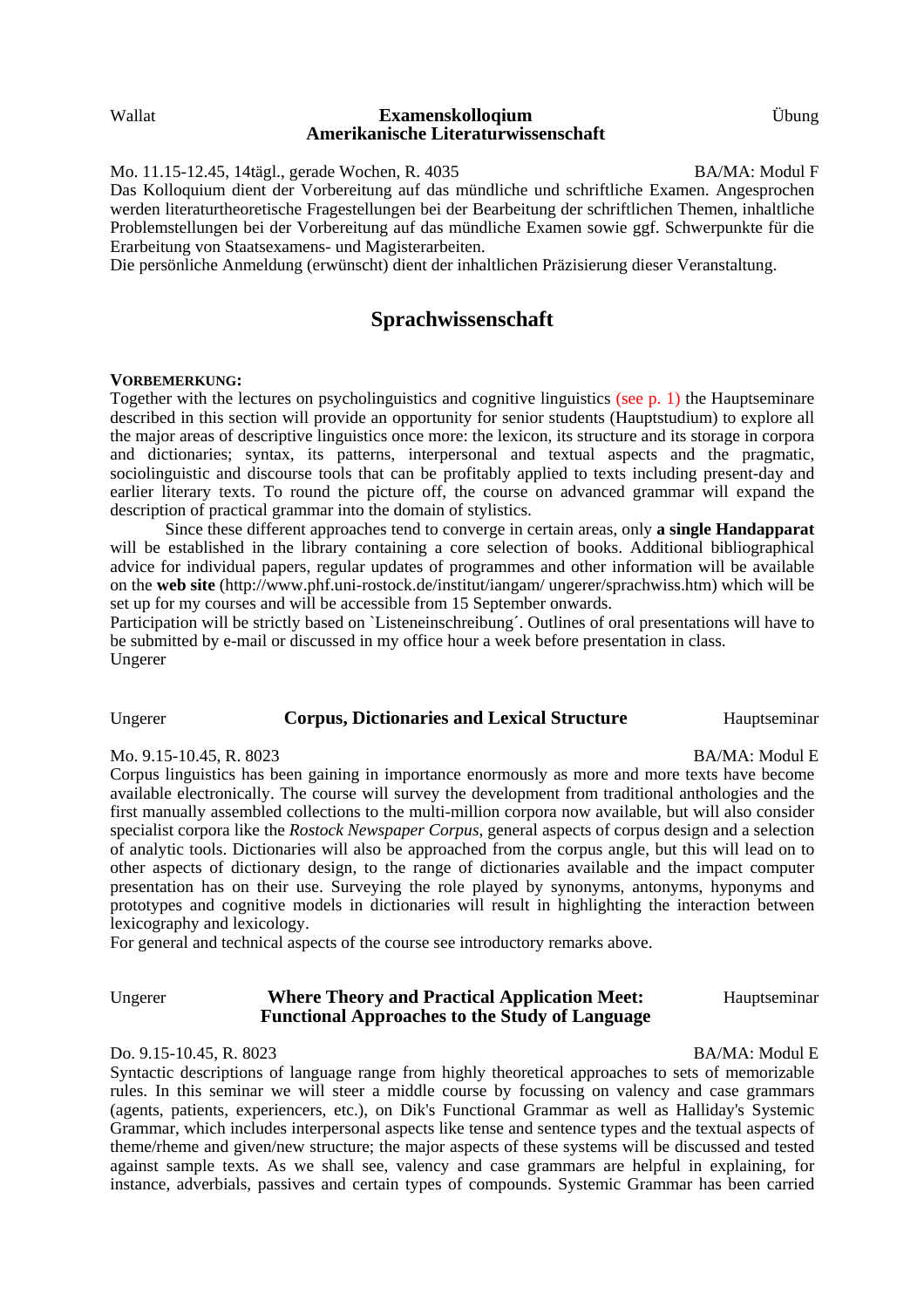Wallat **Examenskolloqium Amerikanische Literaturwissenschaft** Übung

Mo. 11.15-12.45, 14tägl., gerade Wochen, R. 4035 BA/MA: Modul F

Das Kolloquium dient der Vorbereitung auf das mündliche und schriftliche Examen. Angesprochen werden literaturtheoretische Fragestellungen bei der Bearbeitung der schriftlichen Themen, inhaltliche Problemstellungen bei der Vorbereitung auf das mündliche Examen sowie ggf. Schwerpunkte für die Erarbeitung von Staatsexamens- und Magisterarbeiten.

Die persönliche Anmeldung (erwünscht) dient der inhaltlichen Präzisierung dieser Veranstaltung.

# Sprachwissenschaft

**VORBEMERKUNG:**

Together with the lectures on psycholinguistics and cognitive linguistics (see p. 1) the Hauptseminare described in this section will provide an opportunity for senior students (Hauptstudium) to explore all the major areas of descriptive linguistics once more: the lexicon, its structure and its storage in corpora and dictionaries; syntax, its patterns, interpersonal and textual aspects and the pragmatic, sociolinguistic and discourse tools that can be profitably applied to texts including present-day and earlier literary texts. To round the picture off, the course on advanced grammar will expand the description of practical grammar into the domain of stylistics.

Since these different approaches tend to converge in certain areas, only **a single Handapparat** will be established in the library containing a core selection of books. Additional bibliographical advice for individual papers, regular updates of programmes and other information will be available on the **web site** (http://www.phf.uni-rostock.de/institut/iangam/ ungerer/sprachwiss.htm) which will be set up for my courses and will be accessible from 15 September onwards.

Participation will be strictly based on `Listeneinschreibung´. Outlines of oral presentations will have to be submitted by e-mail or discussed in my office hour a week before presentation in class.

Ungerer

Ungerer **Corpus, Dictionaries and Lexical Structure** Hauptseminar

Mo. 9.15-10.45, R. 8023 BA/MA: Modul E

Corpus linguistics has been gaining in importance enormously as more and more texts have become available electronically. The course will survey the development from traditional anthologies and the first manually assembled collections to the multi-million corpora now available, but will also consider specialist corpora like the *Rostock Newspaper Corpus*, general aspects of corpus design and a selection of analytic tools. Dictionaries will also be approached from the corpus angle, but this will lead on to other aspects of dictionary design, to the range of dictionaries available and the impact computer presentation has on their use. Surveying the role played by synonyms, antonyms, hyponyms and prototypes and cognitive models in dictionaries will result in highlighting the interaction between lexicography and lexicology.

For general and technical aspects of the course see introductory remarks above.

Ungerer **Where Theory and Practical Application Meet: Functional Approaches to the Study of Language** Hauptseminar

Do. 9.15-10.45, R. 8023 BA/MA: Modul E

Syntactic descriptions of language range from highly theoretical approaches to sets of memorizable rules. In this seminar we will steer a middle course by focussing on valency and case grammars (agents, patients, experiencers, etc.), on Dik's Functional Grammar as well as Halliday's Systemic Grammar, which includes interpersonal aspects like tense and sentence types and the textual aspects of theme/rheme and given/new structure; the major aspects of these systems will be discussed and tested against sample texts. As we shall see, valency and case grammars are helpful in explaining, for instance, adverbials, passives and certain types of compounds. Systemic Grammar has been carried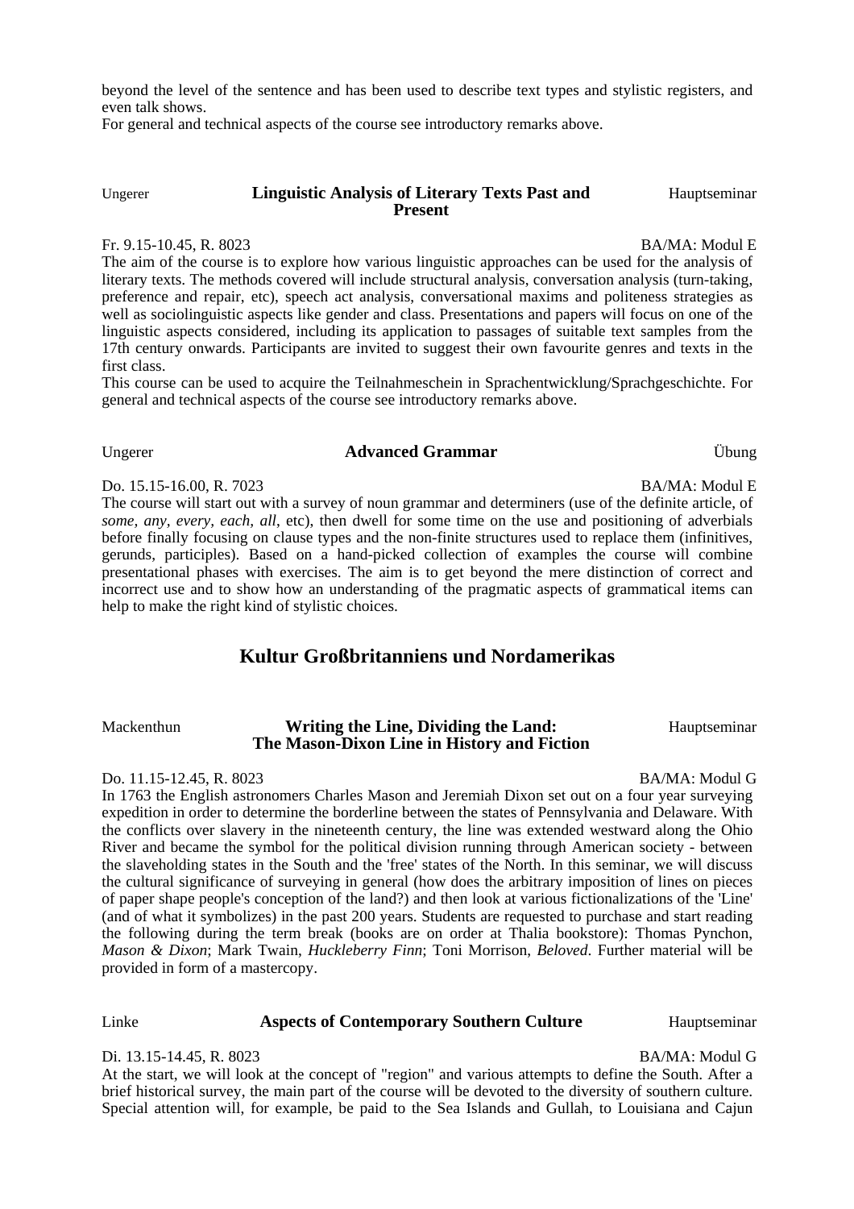beyond the level of the sentence and has been used to describe text types and stylistic registers, and even talk shows.
For general and technical aspects of the course see introductory remarks above.

Ungerer **Linguistic Analysis of Literary Texts Past and Present** Hauptseminar

Fr. 9.15-10.45, R. 8023 BA/MA: Modul E

The aim of the course is to explore how various linguistic approaches can be used for the analysis of literary texts. The methods covered will include structural analysis, conversation analysis (turn-taking, preference and repair, etc), speech act analysis, conversational maxims and politeness strategies as well as sociolinguistic aspects like gender and class. Presentations and papers will focus on one of the linguistic aspects considered, including its application to passages of suitable text samples from the 17th century onwards. Participants are invited to suggest their own favourite genres and texts in the first class.
This course can be used to acquire the Teilnahmeschein in Sprachentwicklung/Sprachgeschichte. For general and technical aspects of the course see introductory remarks above.

Ungerer **Advanced Grammar** Übung

Do. 15.15-16.00, R. 7023 BA/MA: Modul E

The course will start out with a survey of noun grammar and determiners (use of the definite article, of *some, any, every, each, all*, etc), then dwell for some time on the use and positioning of adverbials before finally focusing on clause types and the non-finite structures used to replace them (infinitives, gerunds, participles). Based on a hand-picked collection of examples the course will combine presentational phases with exercises. The aim is to get beyond the mere distinction of correct and incorrect use and to show how an understanding of the pragmatic aspects of grammatical items can help to make the right kind of stylistic choices.

## Kultur Großbritanniens und Nordamerikas

Mackenthun **Writing the Line, Dividing the Land: The Mason-Dixon Line in History and Fiction** Hauptseminar

Do. 11.15-12.45, R. 8023 BA/MA: Modul G

In 1763 the English astronomers Charles Mason and Jeremiah Dixon set out on a four year surveying expedition in order to determine the borderline between the states of Pennsylvania and Delaware. With the conflicts over slavery in the nineteenth century, the line was extended westward along the Ohio River and became the symbol for the political division running through American society - between the slaveholding states in the South and the 'free' states of the North. In this seminar, we will discuss the cultural significance of surveying in general (how does the arbitrary imposition of lines on pieces of paper shape people's conception of the land?) and then look at various fictionalizations of the 'Line' (and of what it symbolizes) in the past 200 years. Students are requested to purchase and start reading the following during the term break (books are on order at Thalia bookstore): Thomas Pynchon, *Mason & Dixon*; Mark Twain, *Huckleberry Finn*; Toni Morrison, *Beloved*. Further material will be provided in form of a mastercopy.

Linke **Aspects of Contemporary Southern Culture** Hauptseminar

Di. 13.15-14.45, R. 8023 BA/MA: Modul G

At the start, we will look at the concept of "region" and various attempts to define the South. After a brief historical survey, the main part of the course will be devoted to the diversity of southern culture. Special attention will, for example, be paid to the Sea Islands and Gullah, to Louisiana and Cajun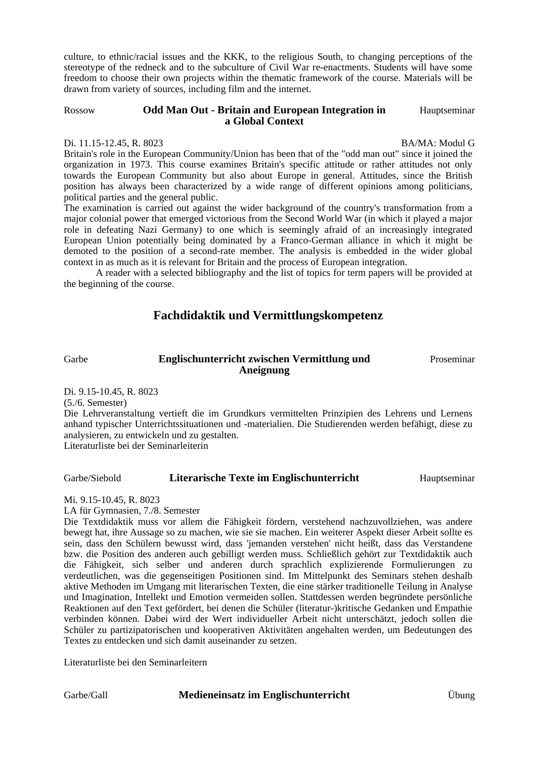culture, to ethnic/racial issues and the KKK, to the religious South, to changing perceptions of the stereotype of the redneck and to the subculture of Civil War re-enactments. Students will have some freedom to choose their own projects within the thematic framework of the course. Materials will be drawn from variety of sources, including film and the internet.

Rossow **Odd Man Out - Britain and European Integration in a Global Context** Hauptseminar

Di. 11.15-12.45, R. 8023 BA/MA: Modul G

Britain's role in the European Community/Union has been that of the "odd man out" since it joined the organization in 1973. This course examines Britain's specific attitude or rather attitudes not only towards the European Community but also about Europe in general. Attitudes, since the British position has always been characterized by a wide range of different opinions among politicians, political parties and the general public.

The examination is carried out against the wider background of the country's transformation from a major colonial power that emerged victorious from the Second World War (in which it played a major role in defeating Nazi Germany) to one which is seemingly afraid of an increasingly integrated European Union potentially being dominated by a Franco-German alliance in which it might be demoted to the position of a second-rate member. The analysis is embedded in the wider global context in as much as it is relevant for Britain and the process of European integration.

A reader with a selected bibliography and the list of topics for term papers will be provided at the beginning of the course.

## Fachdidaktik und Vermittlungskompetenz

Garbe **Englischunterricht zwischen Vermittlung und Aneignung** Proseminar

Di. 9.15-10.45, R. 8023
(5./6. Semester)

Die Lehrveranstaltung vertieft die im Grundkurs vermittelten Prinzipien des Lehrens und Lernens anhand typischer Unterrichtssituationen und -materialien. Die Studierenden werden befähigt, diese zu analysieren, zu entwickeln und zu gestalten.
Literaturliste bei der Seminarleiterin

Garbe/Siebold **Literarische Texte im Englischunterricht** Hauptseminar

Mi. 9.15-10.45, R. 8023
LA für Gymnasien, 7./8. Semester

Die Textdidaktik muss vor allem die Fähigkeit fördern, verstehend nachzuvollziehen, was andere bewegt hat, ihre Aussage so zu machen, wie sie sie machen. Ein weiterer Aspekt dieser Arbeit sollte es sein, dass den Schülern bewusst wird, dass 'jemanden verstehen' nicht heißt, dass das Verstandene bzw. die Position des anderen auch gebilligt werden muss. Schließlich gehört zur Textdidaktik auch die Fähigkeit, sich selber und anderen durch sprachlich explizierende Formulierungen zu verdeutlichen, was die gegenseitigen Positionen sind. Im Mittelpunkt des Seminars stehen deshalb aktive Methoden im Umgang mit literarischen Texten, die eine stärker traditionelle Teilung in Analyse und Imagination, Intellekt und Emotion vermeiden sollen. Stattdessen werden begründete persönliche Reaktionen auf den Text gefördert, bei denen die Schüler (literatur-)kritische Gedanken und Empathie verbinden können. Dabei wird der Wert individueller Arbeit nicht unterschätzt, jedoch sollen die Schüler zu partizipatorischen und kooperativen Aktivitäten angehalten werden, um Bedeutungen des Textes zu entdecken und sich damit auseinander zu setzen.

Literaturliste bei den Seminarleitern

Garbe/Gall **Medieneinsatz im Englischunterricht** Übung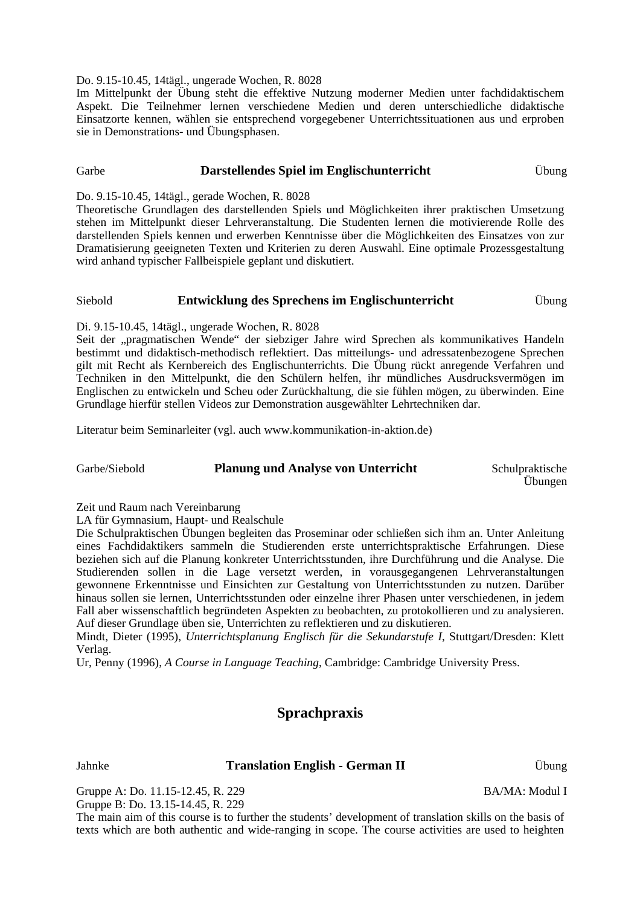Do. 9.15-10.45, 14tägl., ungerade Wochen, R. 8028
Im Mittelpunkt der Übung steht die effektive Nutzung moderner Medien unter fachdidaktischem Aspekt. Die Teilnehmer lernen verschiedene Medien und deren unterschiedliche didaktische Einsatzorte kennen, wählen sie entsprechend vorgegebener Unterrichtssituationen aus und erproben sie in Demonstrations- und Übungsphasen.

Garbe **Darstellendes Spiel im Englischunterricht** Übung

Do. 9.15-10.45, 14tägl., gerade Wochen, R. 8028
Theoretische Grundlagen des darstellenden Spiels und Möglichkeiten ihrer praktischen Umsetzung stehen im Mittelpunkt dieser Lehrveranstaltung. Die Studenten lernen die motivierende Rolle des darstellenden Spiels kennen und erwerben Kenntnisse über die Möglichkeiten des Einsatzes von zur Dramatisierung geeigneten Texten und Kriterien zu deren Auswahl. Eine optimale Prozessgestaltung wird anhand typischer Fallbeispiele geplant und diskutiert.

Siebold **Entwicklung des Sprechens im Englischunterricht** Übung

Di. 9.15-10.45, 14tägl., ungerade Wochen, R. 8028
Seit der „pragmatischen Wende" der siebziger Jahre wird Sprechen als kommunikatives Handeln bestimmt und didaktisch-methodisch reflektiert. Das mitteilungs- und adressatenbezogene Sprechen gilt mit Recht als Kernbereich des Englischunterrichts. Die Übung rückt anregende Verfahren und Techniken in den Mittelpunkt, die den Schülern helfen, ihr mündliches Ausdrucksvermögen im Englischen zu entwickeln und Scheu oder Zurückhaltung, die sie fühlen mögen, zu überwinden. Eine Grundlage hierfür stellen Videos zur Demonstration ausgewählter Lehrtechniken dar.

Literatur beim Seminarleiter (vgl. auch www.kommunikation-in-aktion.de)

Garbe/Siebold **Planung und Analyse von Unterricht** Schulpraktische Übungen

Zeit und Raum nach Vereinbarung
LA für Gymnasium, Haupt- und Realschule
Die Schulpraktischen Übungen begleiten das Proseminar oder schließen sich ihm an. Unter Anleitung eines Fachdidaktikers sammeln die Studierenden erste unterrichtspraktische Erfahrungen. Diese beziehen sich auf die Planung konkreter Unterrichtsstunden, ihre Durchführung und die Analyse. Die Studierenden sollen in die Lage versetzt werden, in vorausgegangenen Lehrveranstaltungen gewonnene Erkenntnisse und Einsichten zur Gestaltung von Unterrichtsstunden zu nutzen. Darüber hinaus sollen sie lernen, Unterrichtsstunden oder einzelne ihrer Phasen unter verschiedenen, in jedem Fall aber wissenschaftlich begründeten Aspekten zu beobachten, zu protokollieren und zu analysieren. Auf dieser Grundlage üben sie, Unterrichten zu reflektieren und zu diskutieren.
Mindt, Dieter (1995), *Unterrichtsplanung Englisch für die Sekundarstufe I*, Stuttgart/Dresden: Klett Verlag.
Ur, Penny (1996), *A Course in Language Teaching*, Cambridge: Cambridge University Press.

## Sprachpraxis

Jahnke **Translation English - German II** Übung

Gruppe A: Do. 11.15-12.45, R. 229 BA/MA: Modul I
Gruppe B: Do. 13.15-14.45, R. 229
The main aim of this course is to further the students' development of translation skills on the basis of texts which are both authentic and wide-ranging in scope. The course activities are used to heighten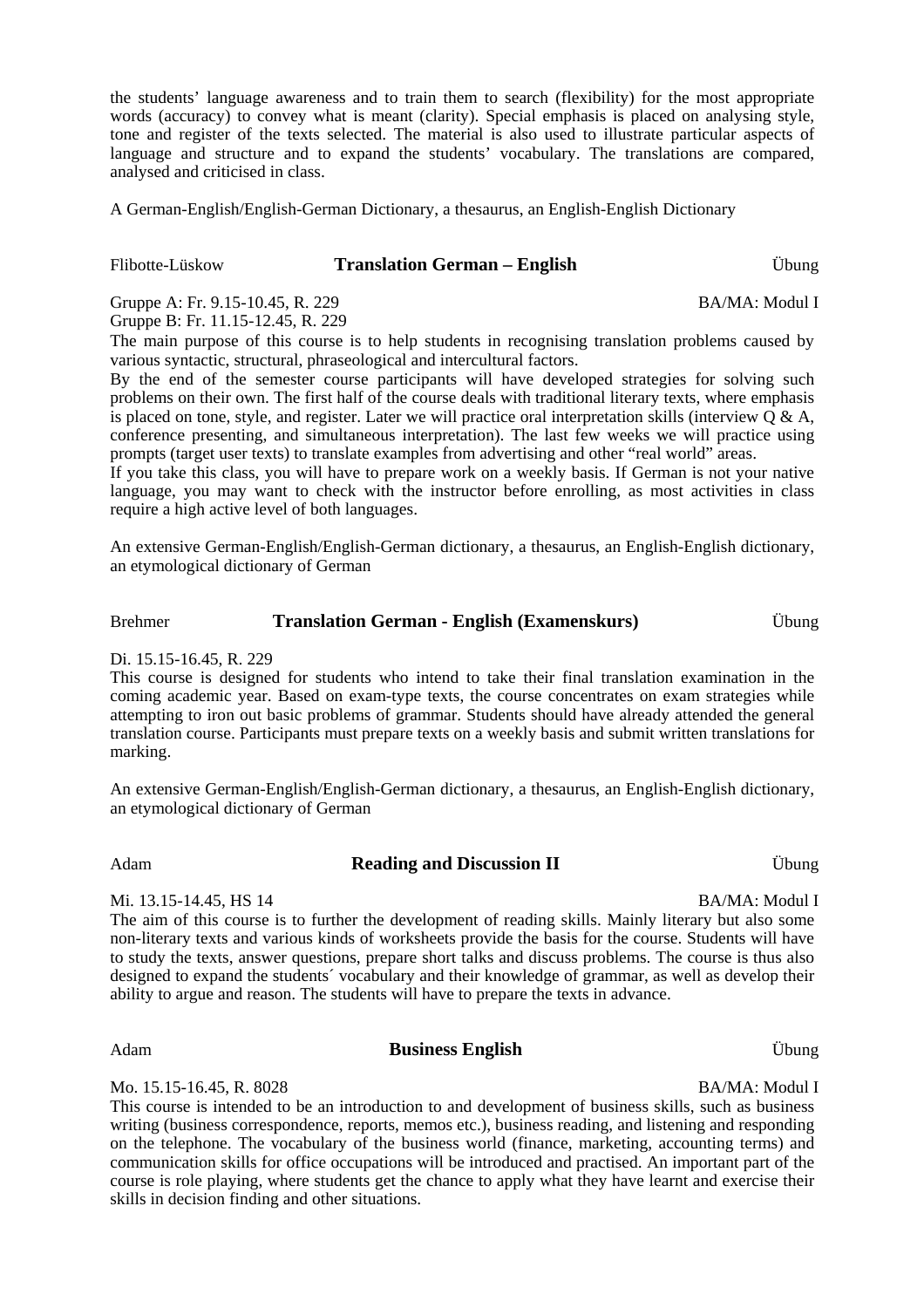the students' language awareness and to train them to search (flexibility) for the most appropriate words (accuracy) to convey what is meant (clarity). Special emphasis is placed on analysing style, tone and register of the texts selected. The material is also used to illustrate particular aspects of language and structure and to expand the students' vocabulary. The translations are compared, analysed and criticised in class.

A German-English/English-German Dictionary, a thesaurus, an English-English Dictionary

Flibotte-Lüskow **Translation German – English** Übung

Gruppe A: Fr. 9.15-10.45, R. 229 BA/MA: Modul I
Gruppe B: Fr. 11.15-12.45, R. 229

The main purpose of this course is to help students in recognising translation problems caused by various syntactic, structural, phraseological and intercultural factors.

By the end of the semester course participants will have developed strategies for solving such problems on their own. The first half of the course deals with traditional literary texts, where emphasis is placed on tone, style, and register. Later we will practice oral interpretation skills (interview Q & A, conference presenting, and simultaneous interpretation). The last few weeks we will practice using prompts (target user texts) to translate examples from advertising and other "real world" areas.

If you take this class, you will have to prepare work on a weekly basis. If German is not your native language, you may want to check with the instructor before enrolling, as most activities in class require a high active level of both languages.

An extensive German-English/English-German dictionary, a thesaurus, an English-English dictionary, an etymological dictionary of German

Brehmer **Translation German - English (Examenskurs)** Übung

Di. 15.15-16.45, R. 229

This course is designed for students who intend to take their final translation examination in the coming academic year. Based on exam-type texts, the course concentrates on exam strategies while attempting to iron out basic problems of grammar. Students should have already attended the general translation course. Participants must prepare texts on a weekly basis and submit written translations for marking.

An extensive German-English/English-German dictionary, a thesaurus, an English-English dictionary, an etymological dictionary of German

Adam **Reading and Discussion II** Übung

Mi. 13.15-14.45, HS 14 BA/MA: Modul I

The aim of this course is to further the development of reading skills. Mainly literary but also some non-literary texts and various kinds of worksheets provide the basis for the course. Students will have to study the texts, answer questions, prepare short talks and discuss problems. The course is thus also designed to expand the students´ vocabulary and their knowledge of grammar, as well as develop their ability to argue and reason. The students will have to prepare the texts in advance.

Adam **Business English** Übung

Mo. 15.15-16.45, R. 8028 BA/MA: Modul I

This course is intended to be an introduction to and development of business skills, such as business writing (business correspondence, reports, memos etc.), business reading, and listening and responding on the telephone. The vocabulary of the business world (finance, marketing, accounting terms) and communication skills for office occupations will be introduced and practised. An important part of the course is role playing, where students get the chance to apply what they have learnt and exercise their skills in decision finding and other situations.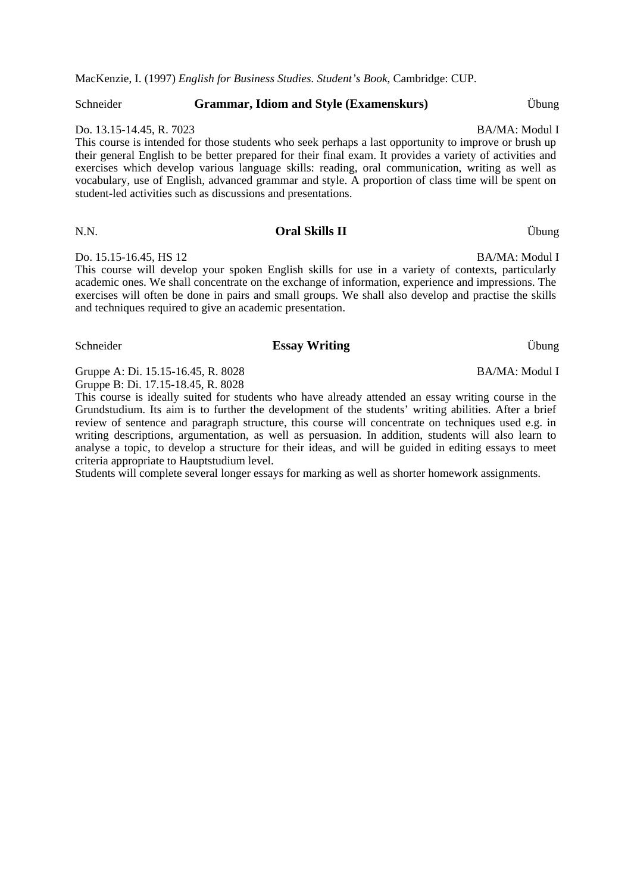MacKenzie, I. (1997) *English for Business Studies. Student's Book*, Cambridge: CUP.

Schneider **Grammar, Idiom and Style (Examenskurs)** Übung

Do. 13.15-14.45, R. 7023 BA/MA: Modul I

This course is intended for those students who seek perhaps a last opportunity to improve or brush up their general English to be better prepared for their final exam. It provides a variety of activities and exercises which develop various language skills: reading, oral communication, writing as well as vocabulary, use of English, advanced grammar and style. A proportion of class time will be spent on student-led activities such as discussions and presentations.

N.N. **Oral Skills II** Übung

Do. 15.15-16.45, HS 12 BA/MA: Modul I

This course will develop your spoken English skills for use in a variety of contexts, particularly academic ones. We shall concentrate on the exchange of information, experience and impressions. The exercises will often be done in pairs and small groups. We shall also develop and practise the skills and techniques required to give an academic presentation.

Schneider **Essay Writing** Übung

Gruppe A: Di. 15.15-16.45, R. 8028 BA/MA: Modul I
Gruppe B: Di. 17.15-18.45, R. 8028

This course is ideally suited for students who have already attended an essay writing course in the Grundstudium. Its aim is to further the development of the students' writing abilities. After a brief review of sentence and paragraph structure, this course will concentrate on techniques used e.g. in writing descriptions, argumentation, as well as persuasion. In addition, students will also learn to analyse a topic, to develop a structure for their ideas, and will be guided in editing essays to meet criteria appropriate to Hauptstudium level.

Students will complete several longer essays for marking as well as shorter homework assignments.